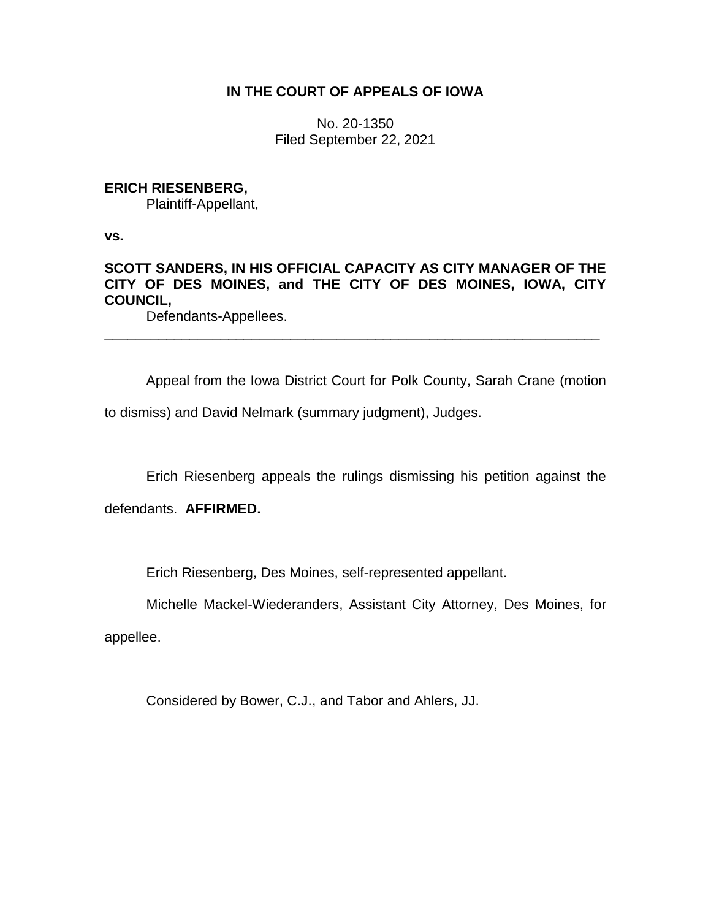# IN THE COURT OF APPEALS OF IOWA

No. 20-1350
Filed September 22, 2021

**ERICH RIESENBERG,**
Plaintiff-Appellant,

**vs.**

**SCOTT SANDERS, IN HIS OFFICIAL CAPACITY AS CITY MANAGER OF THE CITY OF DES MOINES, and THE CITY OF DES MOINES, IOWA, CITY COUNCIL,**
Defendants-Appellees.

---

Appeal from the Iowa District Court for Polk County, Sarah Crane (motion to dismiss) and David Nelmark (summary judgment), Judges.

Erich Riesenberg appeals the rulings dismissing his petition against the defendants. **AFFIRMED.**

Erich Riesenberg, Des Moines, self-represented appellant.

Michelle Mackel-Wiederanders, Assistant City Attorney, Des Moines, for appellee.

Considered by Bower, C.J., and Tabor and Ahlers, JJ.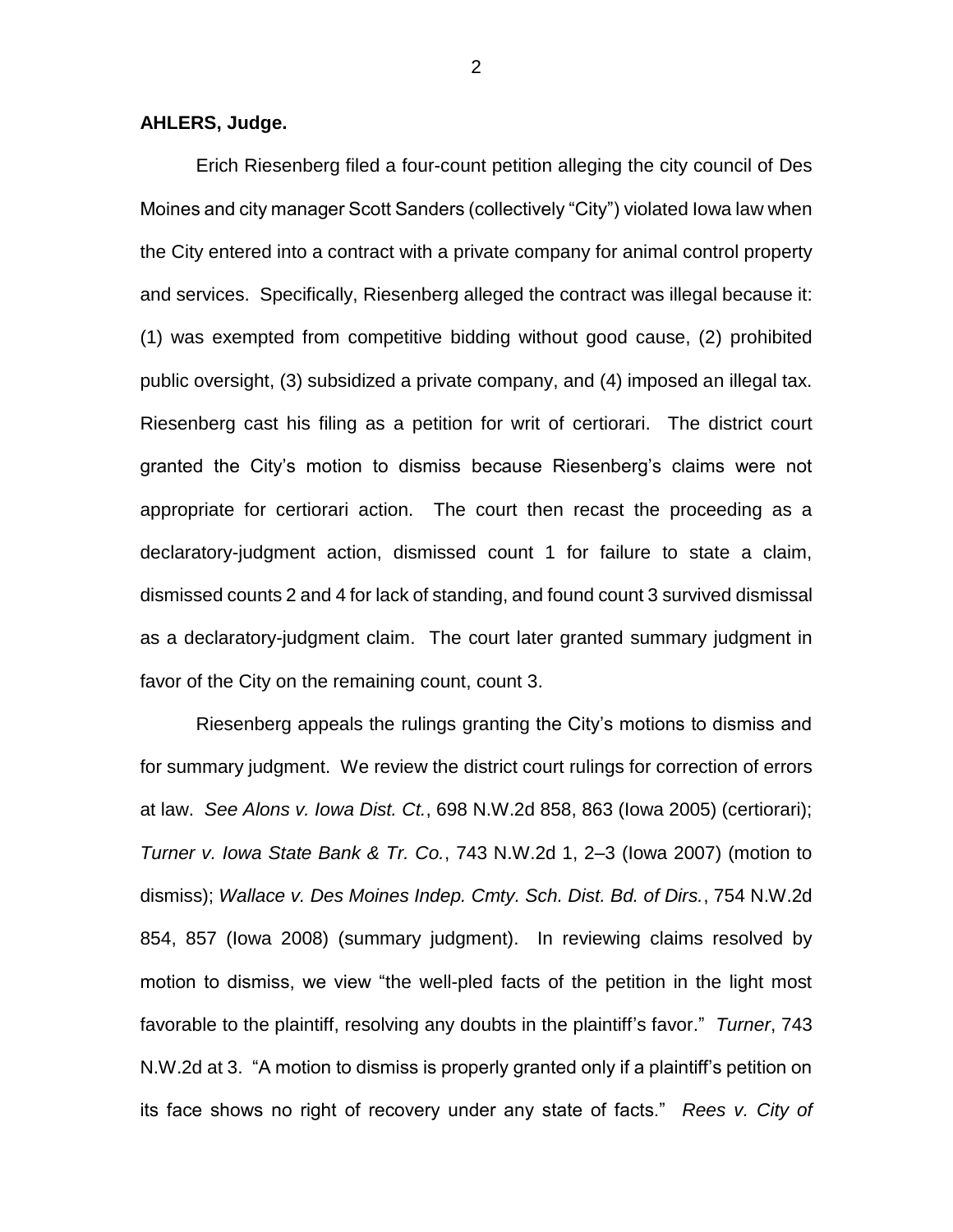**AHLERS, Judge.**

Erich Riesenberg filed a four-count petition alleging the city council of Des Moines and city manager Scott Sanders (collectively "City") violated Iowa law when the City entered into a contract with a private company for animal control property and services. Specifically, Riesenberg alleged the contract was illegal because it: (1) was exempted from competitive bidding without good cause, (2) prohibited public oversight, (3) subsidized a private company, and (4) imposed an illegal tax. Riesenberg cast his filing as a petition for writ of certiorari. The district court granted the City's motion to dismiss because Riesenberg's claims were not appropriate for certiorari action. The court then recast the proceeding as a declaratory-judgment action, dismissed count 1 for failure to state a claim, dismissed counts 2 and 4 for lack of standing, and found count 3 survived dismissal as a declaratory-judgment claim. The court later granted summary judgment in favor of the City on the remaining count, count 3.

Riesenberg appeals the rulings granting the City's motions to dismiss and for summary judgment. We review the district court rulings for correction of errors at law. *See Alons v. Iowa Dist. Ct.*, 698 N.W.2d 858, 863 (Iowa 2005) (certiorari); *Turner v. Iowa State Bank & Tr. Co.*, 743 N.W.2d 1, 2–3 (Iowa 2007) (motion to dismiss); *Wallace v. Des Moines Indep. Cmty. Sch. Dist. Bd. of Dirs.*, 754 N.W.2d 854, 857 (Iowa 2008) (summary judgment). In reviewing claims resolved by motion to dismiss, we view "the well-pled facts of the petition in the light most favorable to the plaintiff, resolving any doubts in the plaintiff's favor." *Turner*, 743 N.W.2d at 3. "A motion to dismiss is properly granted only if a plaintiff's petition on its face shows no right of recovery under any state of facts." *Rees v. City of*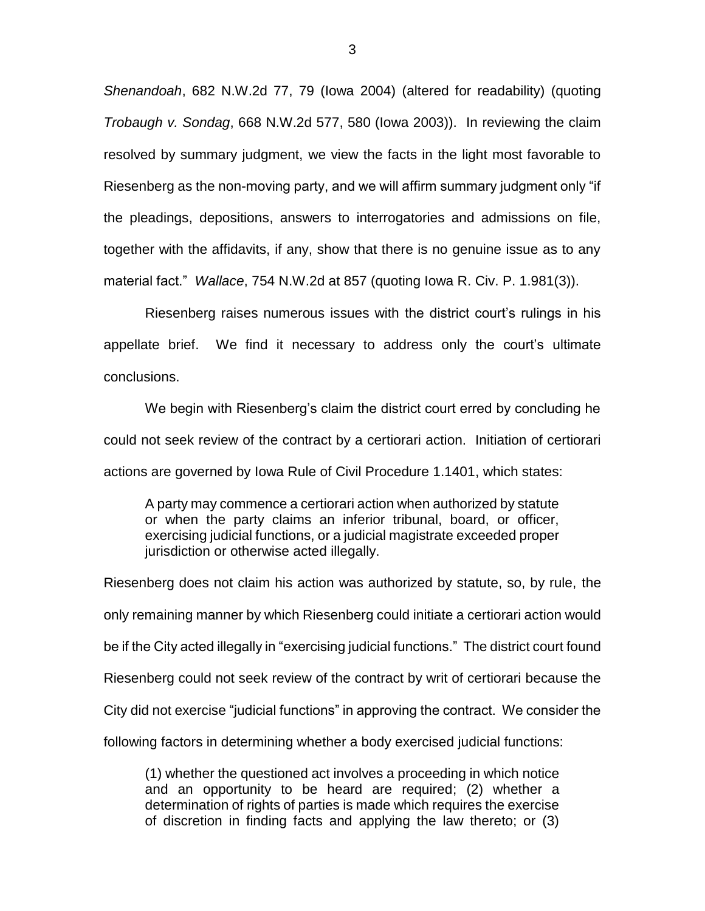*Shenandoah*, 682 N.W.2d 77, 79 (Iowa 2004) (altered for readability) (quoting *Trobaugh v. Sondag*, 668 N.W.2d 577, 580 (Iowa 2003)). In reviewing the claim resolved by summary judgment, we view the facts in the light most favorable to Riesenberg as the non-moving party, and we will affirm summary judgment only "if the pleadings, depositions, answers to interrogatories and admissions on file, together with the affidavits, if any, show that there is no genuine issue as to any material fact." *Wallace*, 754 N.W.2d at 857 (quoting Iowa R. Civ. P. 1.981(3)).

Riesenberg raises numerous issues with the district court's rulings in his appellate brief. We find it necessary to address only the court's ultimate conclusions.

We begin with Riesenberg's claim the district court erred by concluding he could not seek review of the contract by a certiorari action. Initiation of certiorari actions are governed by Iowa Rule of Civil Procedure 1.1401, which states:

> A party may commence a certiorari action when authorized by statute or when the party claims an inferior tribunal, board, or officer, exercising judicial functions, or a judicial magistrate exceeded proper jurisdiction or otherwise acted illegally.

Riesenberg does not claim his action was authorized by statute, so, by rule, the only remaining manner by which Riesenberg could initiate a certiorari action would be if the City acted illegally in "exercising judicial functions." The district court found Riesenberg could not seek review of the contract by writ of certiorari because the City did not exercise "judicial functions" in approving the contract. We consider the following factors in determining whether a body exercised judicial functions:

> (1) whether the questioned act involves a proceeding in which notice and an opportunity to be heard are required; (2) whether a determination of rights of parties is made which requires the exercise of discretion in finding facts and applying the law thereto; or (3)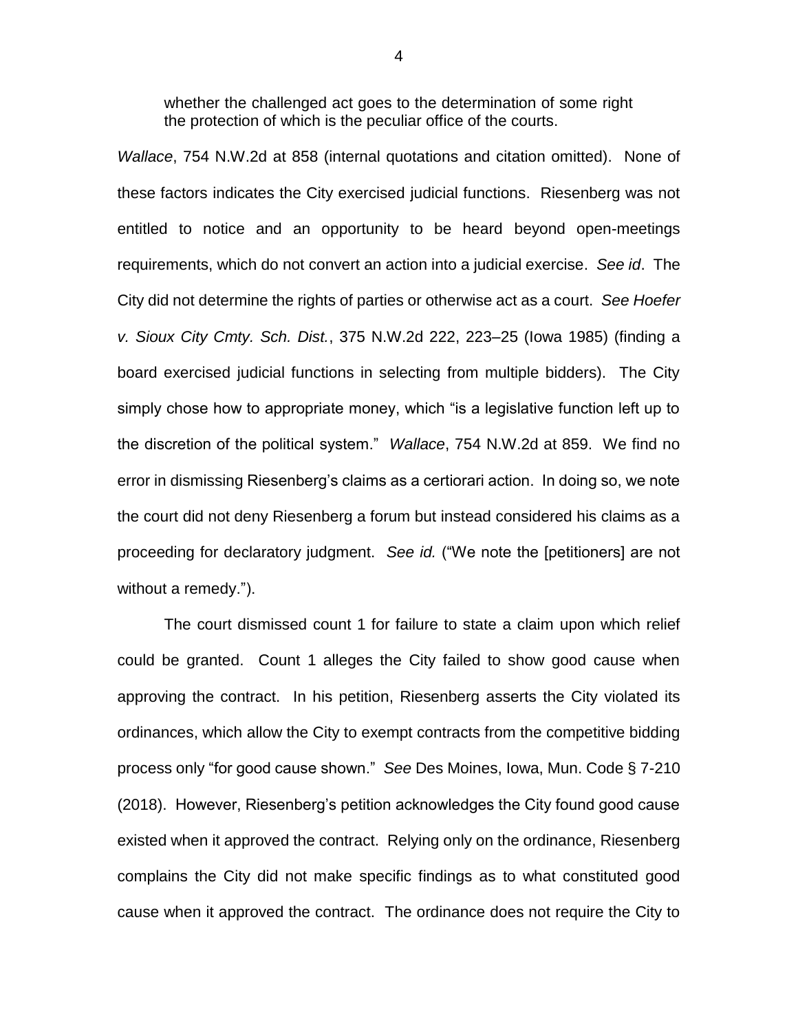whether the challenged act goes to the determination of some right the protection of which is the peculiar office of the courts.

*Wallace*, 754 N.W.2d at 858 (internal quotations and citation omitted). None of these factors indicates the City exercised judicial functions. Riesenberg was not entitled to notice and an opportunity to be heard beyond open-meetings requirements, which do not convert an action into a judicial exercise. *See id*. The City did not determine the rights of parties or otherwise act as a court. *See Hoefer v. Sioux City Cmty. Sch. Dist.*, 375 N.W.2d 222, 223–25 (Iowa 1985) (finding a board exercised judicial functions in selecting from multiple bidders). The City simply chose how to appropriate money, which "is a legislative function left up to the discretion of the political system." *Wallace*, 754 N.W.2d at 859. We find no error in dismissing Riesenberg's claims as a certiorari action. In doing so, we note the court did not deny Riesenberg a forum but instead considered his claims as a proceeding for declaratory judgment. *See id.* ("We note the [petitioners] are not without a remedy.").

The court dismissed count 1 for failure to state a claim upon which relief could be granted. Count 1 alleges the City failed to show good cause when approving the contract. In his petition, Riesenberg asserts the City violated its ordinances, which allow the City to exempt contracts from the competitive bidding process only "for good cause shown." *See* Des Moines, Iowa, Mun. Code § 7-210 (2018). However, Riesenberg's petition acknowledges the City found good cause existed when it approved the contract. Relying only on the ordinance, Riesenberg complains the City did not make specific findings as to what constituted good cause when it approved the contract. The ordinance does not require the City to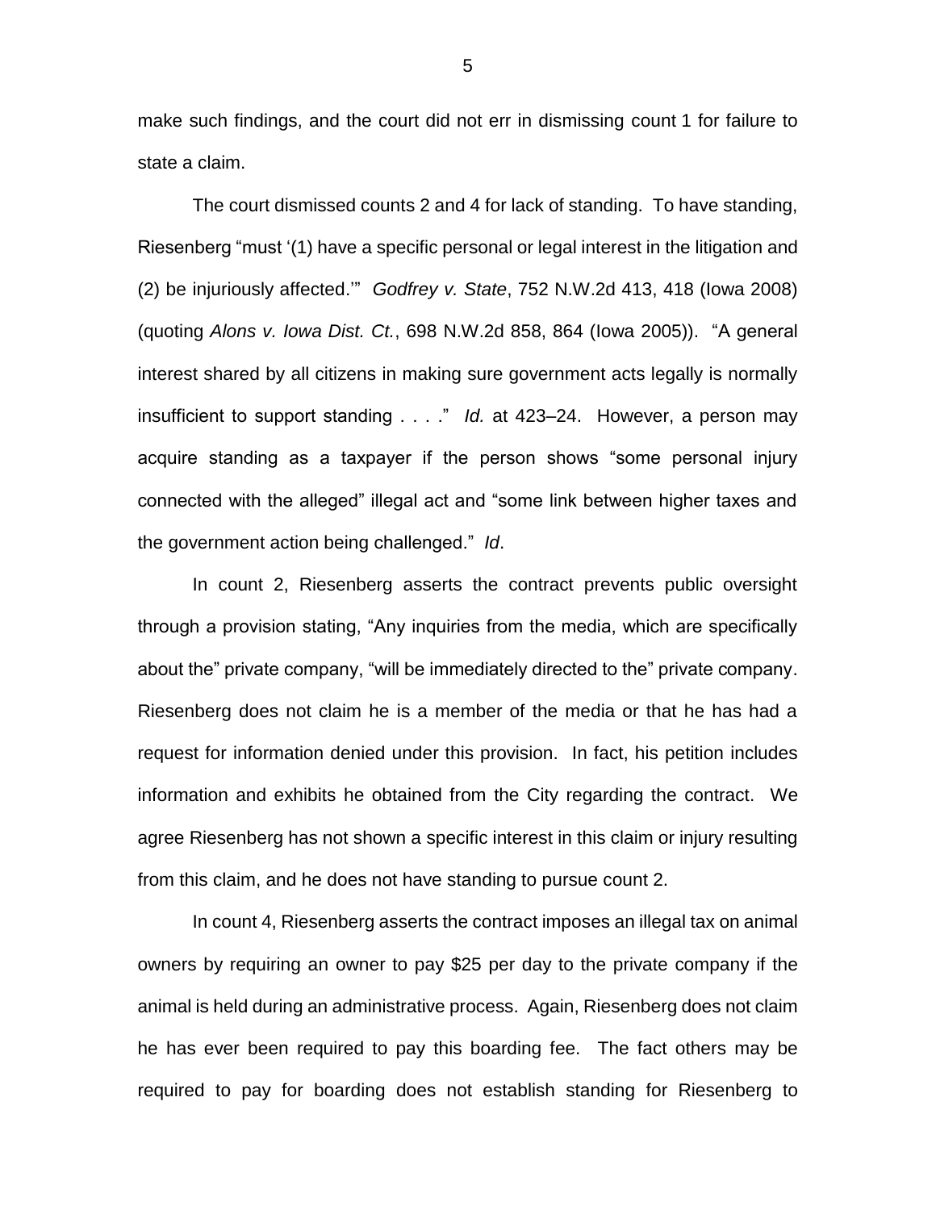make such findings, and the court did not err in dismissing count 1 for failure to state a claim.

The court dismissed counts 2 and 4 for lack of standing. To have standing, Riesenberg "must '(1) have a specific personal or legal interest in the litigation and (2) be injuriously affected.'" *Godfrey v. State*, 752 N.W.2d 413, 418 (Iowa 2008) (quoting *Alons v. Iowa Dist. Ct.*, 698 N.W.2d 858, 864 (Iowa 2005)). "A general interest shared by all citizens in making sure government acts legally is normally insufficient to support standing . . . ." *Id.* at 423–24. However, a person may acquire standing as a taxpayer if the person shows "some personal injury connected with the alleged" illegal act and "some link between higher taxes and the government action being challenged." *Id*.

In count 2, Riesenberg asserts the contract prevents public oversight through a provision stating, "Any inquiries from the media, which are specifically about the" private company, "will be immediately directed to the" private company. Riesenberg does not claim he is a member of the media or that he has had a request for information denied under this provision. In fact, his petition includes information and exhibits he obtained from the City regarding the contract. We agree Riesenberg has not shown a specific interest in this claim or injury resulting from this claim, and he does not have standing to pursue count 2.

In count 4, Riesenberg asserts the contract imposes an illegal tax on animal owners by requiring an owner to pay $25 per day to the private company if the animal is held during an administrative process. Again, Riesenberg does not claim he has ever been required to pay this boarding fee. The fact others may be required to pay for boarding does not establish standing for Riesenberg to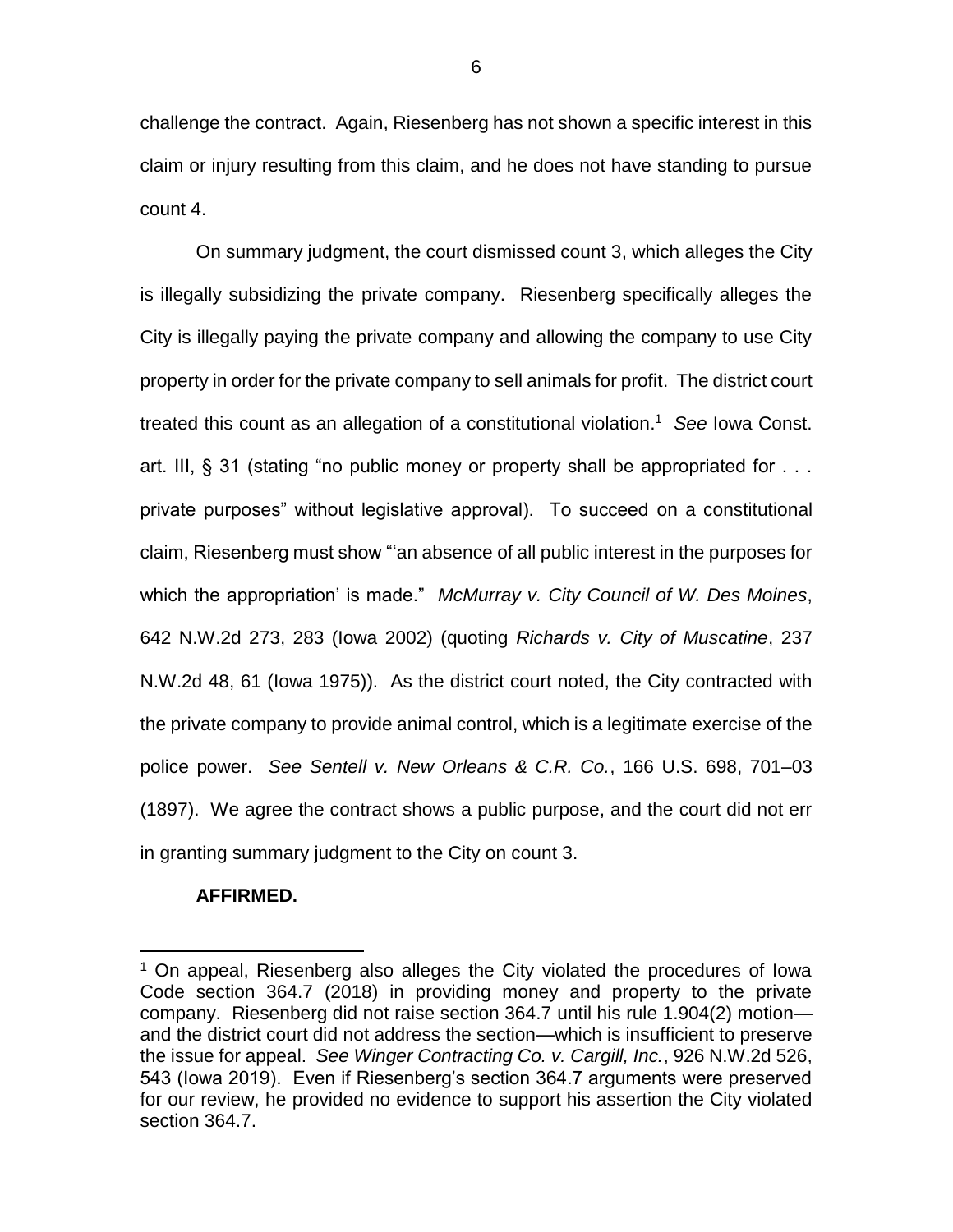challenge the contract. Again, Riesenberg has not shown a specific interest in this claim or injury resulting from this claim, and he does not have standing to pursue count 4.

On summary judgment, the court dismissed count 3, which alleges the City is illegally subsidizing the private company. Riesenberg specifically alleges the City is illegally paying the private company and allowing the company to use City property in order for the private company to sell animals for profit. The district court treated this count as an allegation of a constitutional violation.[1] *See* Iowa Const. art. III, § 31 (stating "no public money or property shall be appropriated for . . . private purposes" without legislative approval). To succeed on a constitutional claim, Riesenberg must show "'an absence of all public interest in the purposes for which the appropriation' is made." *McMurray v. City Council of W. Des Moines*, 642 N.W.2d 273, 283 (Iowa 2002) (quoting *Richards v. City of Muscatine*, 237 N.W.2d 48, 61 (Iowa 1975)). As the district court noted, the City contracted with the private company to provide animal control, which is a legitimate exercise of the police power. *See Sentell v. New Orleans & C.R. Co.*, 166 U.S. 698, 701–03 (1897). We agree the contract shows a public purpose, and the court did not err in granting summary judgment to the City on count 3.

**AFFIRMED.**

[1] On appeal, Riesenberg also alleges the City violated the procedures of Iowa Code section 364.7 (2018) in providing money and property to the private company. Riesenberg did not raise section 364.7 until his rule 1.904(2) motion—and the district court did not address the section—which is insufficient to preserve the issue for appeal. *See Winger Contracting Co. v. Cargill, Inc.*, 926 N.W.2d 526, 543 (Iowa 2019). Even if Riesenberg's section 364.7 arguments were preserved for our review, he provided no evidence to support his assertion the City violated section 364.7.